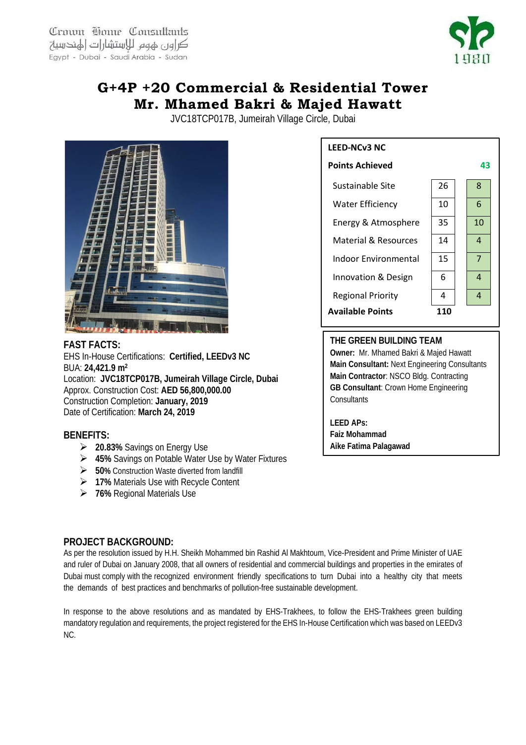Crown Home Consultants
كراون هوم للإستشارات الهندسية
Egypt - Dubai - Saudi Arabia - Sudan

# G+4P +20 Commercial & Residential Tower
# Mr. Mhamed Bakri & Majed Hawatt

JVC18TCP017B, Jumeirah Village Circle, Dubai

| LEED-NCv3 NC | | |
|---|---|---|
| **Points Achieved** | | **43** |
| Sustainable Site | 26 | 8 |
| Water Efficiency | 10 | 6 |
| Energy & Atmosphere | 35 | 10 |
| Material & Resources | 14 | 4 |
| Indoor Environmental | 15 | 7 |
| Innovation & Design | 6 | 4 |
| Regional Priority | 4 | 4 |
| **Available Points** | **110** | |

## FAST FACTS:

EHS In-House Certifications: **Certified, LEEDv3 NC**
BUA: **24,421.9 m$^2$**
Location: **JVC18TCP017B, Jumeirah Village Circle, Dubai**
Approx. Construction Cost: **AED 56,800,000.00**
Construction Completion: **January, 2019**
Date of Certification: **March 24, 2019**

## THE GREEN BUILDING TEAM

**Owner:** Mr. Mhamed Bakri & Majed Hawatt
**Main Consultant:** Next Engineering Consultants
**Main Contractor**: NSCO Bldg. Contracting
**GB Consultant**: Crown Home Engineering Consultants

**LEED APs:**
**Faiz Mohammad**
**Aike Fatima Palagawad**

## BENEFITS:

- **20.83%** Savings on Energy Use
- **45%** Savings on Potable Water Use by Water Fixtures
- **50%** Construction Waste diverted from landfill
- **17%** Materials Use with Recycle Content
- **76%** Regional Materials Use

## PROJECT BACKGROUND:

As per the resolution issued by H.H. Sheikh Mohammed bin Rashid Al Makhtoum, Vice-President and Prime Minister of UAE and ruler of Dubai on January 2008, that all owners of residential and commercial buildings and properties in the emirates of Dubai must comply with the recognized environment friendly specifications to turn Dubai into a healthy city that meets the demands of best practices and benchmarks of pollution-free sustainable development.

In response to the above resolutions and as mandated by EHS-Trakhees, to follow the EHS-Trakhees green building mandatory regulation and requirements, the project registered for the EHS In-House Certification which was based on LEEDv3 NC.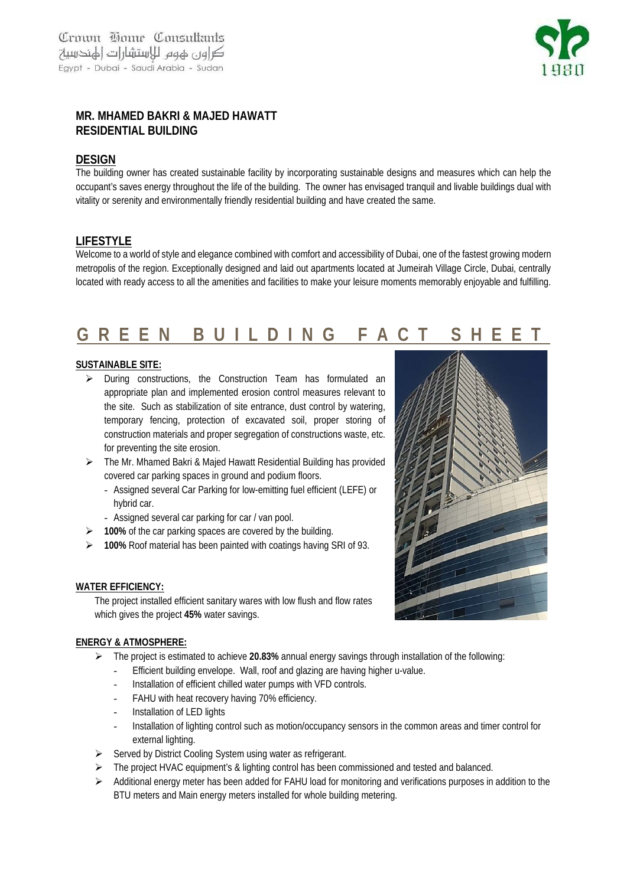Crown Home Consultants
كراون هوم للإستشارات الهندسية
Egypt - Dubai - Saudi Arabia - Sudan

## MR. MHAMED BAKRI & MAJED HAWATT RESIDENTIAL BUILDING

### DESIGN

The building owner has created sustainable facility by incorporating sustainable designs and measures which can help the occupant's saves energy throughout the life of the building. The owner has envisaged tranquil and livable buildings dual with vitality or serenity and environmentally friendly residential building and have created the same.

### LIFESTYLE

Welcome to a world of style and elegance combined with comfort and accessibility of Dubai, one of the fastest growing modern metropolis of the region. Exceptionally designed and laid out apartments located at Jumeirah Village Circle, Dubai, centrally located with ready access to all the amenities and facilities to make your leisure moments memorably enjoyable and fulfilling.

## GREEN BUILDING FACT SHEET

**SUSTAINABLE SITE:**

- During constructions, the Construction Team has formulated an appropriate plan and implemented erosion control measures relevant to the site. Such as stabilization of site entrance, dust control by watering, temporary fencing, protection of excavated soil, proper storing of construction materials and proper segregation of constructions waste, etc. for preventing the site erosion.
- The Mr. Mhamed Bakri & Majed Hawatt Residential Building has provided covered car parking spaces in ground and podium floors.
  - Assigned several Car Parking for low-emitting fuel efficient (LEFE) or hybrid car.
  - Assigned several car parking for car / van pool.
- **100%** of the car parking spaces are covered by the building.
- **100%** Roof material has been painted with coatings having SRI of 93.

**WATER EFFICIENCY:**

The project installed efficient sanitary wares with low flush and flow rates which gives the project **45%** water savings.

**ENERGY & ATMOSPHERE:**

- The project is estimated to achieve **20.83%** annual energy savings through installation of the following:
  - Efficient building envelope. Wall, roof and glazing are having higher u-value.
  - Installation of efficient chilled water pumps with VFD controls.
  - FAHU with heat recovery having 70% efficiency.
  - Installation of LED lights
  - Installation of lighting control such as motion/occupancy sensors in the common areas and timer control for external lighting.
- Served by District Cooling System using water as refrigerant.
- The project HVAC equipment's & lighting control has been commissioned and tested and balanced.
- Additional energy meter has been added for FAHU load for monitoring and verifications purposes in addition to the BTU meters and Main energy meters installed for whole building metering.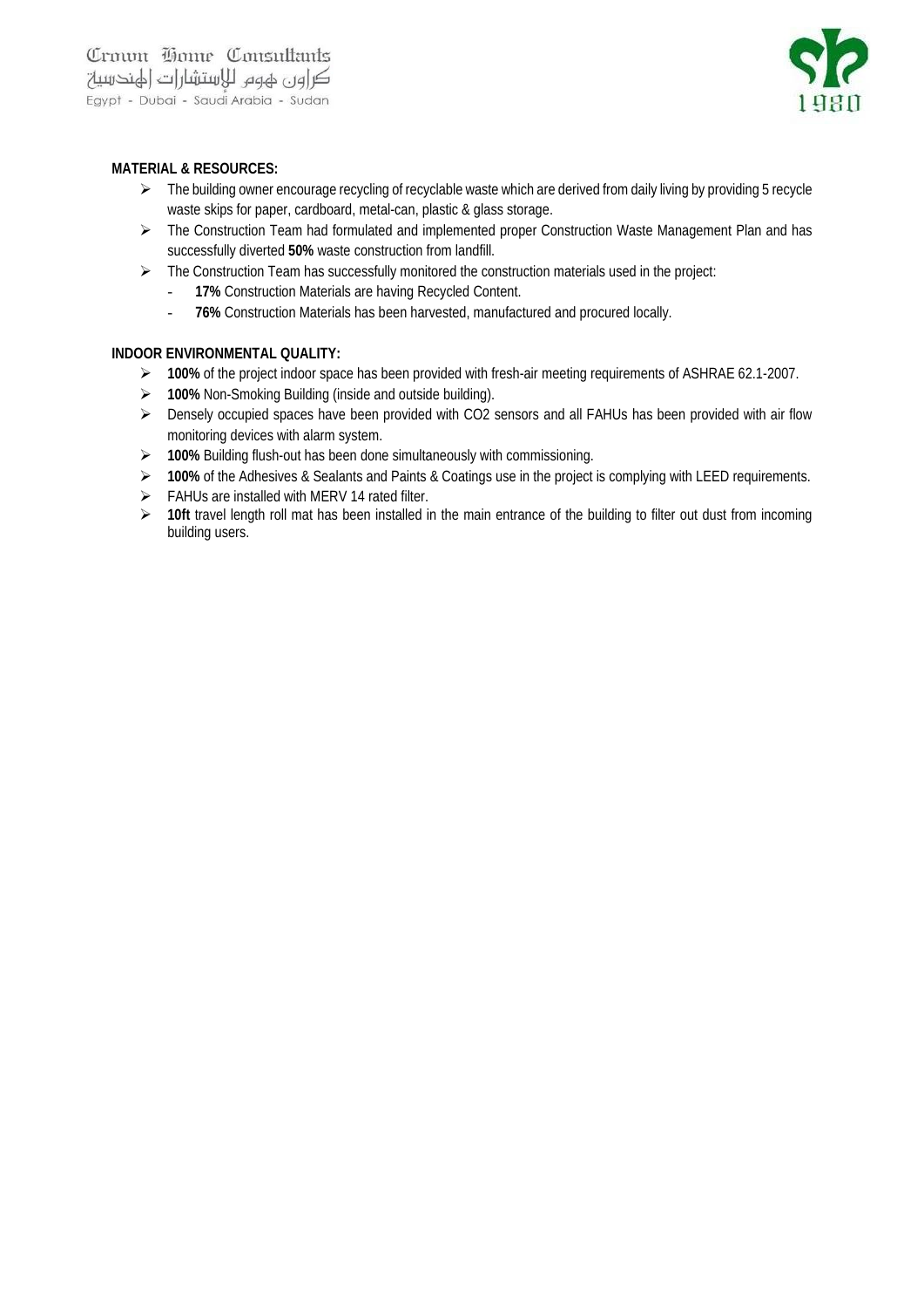**MATERIAL & RESOURCES:**

- The building owner encourage recycling of recyclable waste which are derived from daily living by providing 5 recycle waste skips for paper, cardboard, metal-can, plastic & glass storage.
- The Construction Team had formulated and implemented proper Construction Waste Management Plan and has successfully diverted **50%** waste construction from landfill.
- The Construction Team has successfully monitored the construction materials used in the project:
  - **17%** Construction Materials are having Recycled Content.
  - **76%** Construction Materials has been harvested, manufactured and procured locally.

**INDOOR ENVIRONMENTAL QUALITY:**

- **100%** of the project indoor space has been provided with fresh-air meeting requirements of ASHRAE 62.1-2007.
- **100%** Non-Smoking Building (inside and outside building).
- Densely occupied spaces have been provided with $CO_2$ sensors and all FAHUs has been provided with air flow monitoring devices with alarm system.
- **100%** Building flush-out has been done simultaneously with commissioning.
- **100%** of the Adhesives & Sealants and Paints & Coatings use in the project is complying with LEED requirements.
- FAHUs are installed with MERV 14 rated filter.
- **10ft** travel length roll mat has been installed in the main entrance of the building to filter out dust from incoming building users.